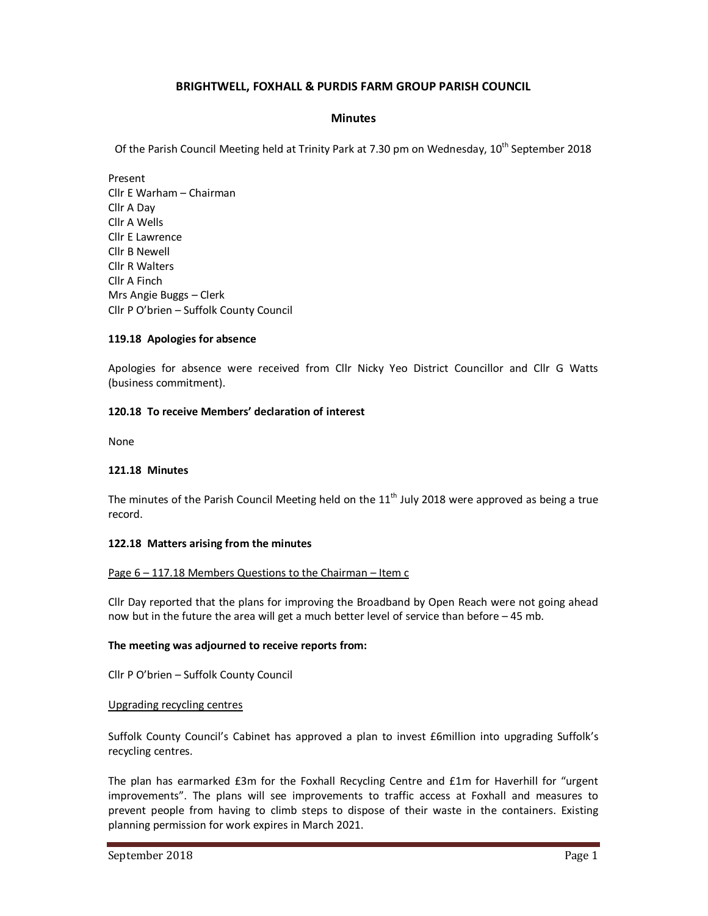# BRIGHTWELL, FOXHALL & PURDIS FARM GROUP PARISH COUNCIL

## Minutes

Of the Parish Council Meeting held at Trinity Park at 7.30 pm on Wednesday, 10th September 2018

Present
Cllr E Warham – Chairman
Cllr A Day
Cllr A Wells
Cllr E Lawrence
Cllr B Newell
Cllr R Walters
Cllr A Finch
Mrs Angie Buggs – Clerk
Cllr P O'brien – Suffolk County Council

**119.18 Apologies for absence**

Apologies for absence were received from Cllr Nicky Yeo District Councillor and Cllr G Watts (business commitment).

**120.18 To receive Members' declaration of interest**

None

**121.18 Minutes**

The minutes of the Parish Council Meeting held on the 11th July 2018 were approved as being a true record.

**122.18 Matters arising from the minutes**

Page 6 – 117.18 Members Questions to the Chairman – Item c

Cllr Day reported that the plans for improving the Broadband by Open Reach were not going ahead now but in the future the area will get a much better level of service than before – 45 mb.

**The meeting was adjourned to receive reports from:**

Cllr P O'brien – Suffolk County Council

Upgrading recycling centres

Suffolk County Council's Cabinet has approved a plan to invest £6million into upgrading Suffolk's recycling centres.

The plan has earmarked £3m for the Foxhall Recycling Centre and £1m for Haverhill for "urgent improvements". The plans will see improvements to traffic access at Foxhall and measures to prevent people from having to climb steps to dispose of their waste in the containers. Existing planning permission for work expires in March 2021.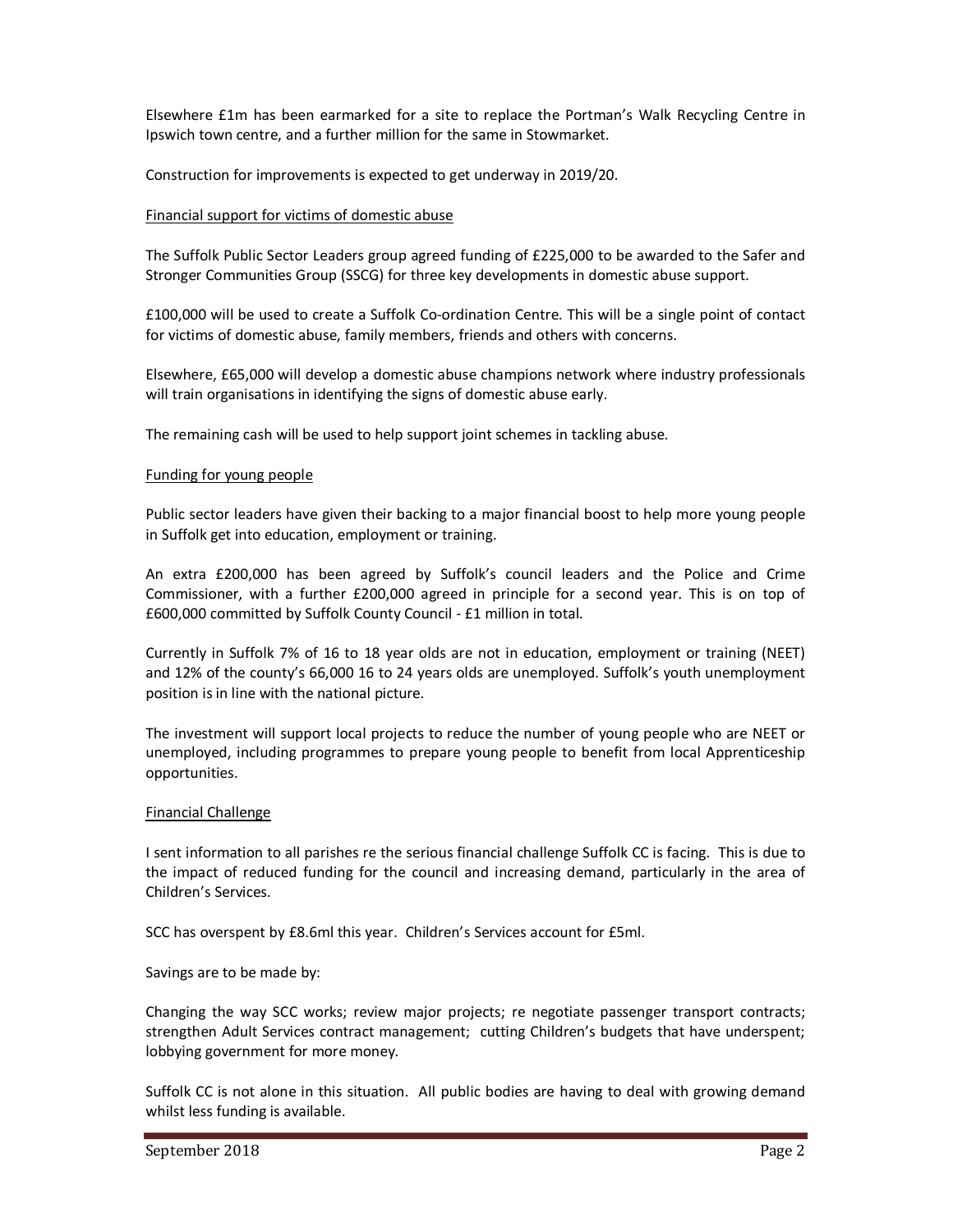Elsewhere £1m has been earmarked for a site to replace the Portman's Walk Recycling Centre in Ipswich town centre, and a further million for the same in Stowmarket.

Construction for improvements is expected to get underway in 2019/20.

<u>Financial support for victims of domestic abuse</u>

The Suffolk Public Sector Leaders group agreed funding of £225,000 to be awarded to the Safer and Stronger Communities Group (SSCG) for three key developments in domestic abuse support.

£100,000 will be used to create a Suffolk Co-ordination Centre. This will be a single point of contact for victims of domestic abuse, family members, friends and others with concerns.

Elsewhere, £65,000 will develop a domestic abuse champions network where industry professionals will train organisations in identifying the signs of domestic abuse early.

The remaining cash will be used to help support joint schemes in tackling abuse.

<u>Funding for young people</u>

Public sector leaders have given their backing to a major financial boost to help more young people in Suffolk get into education, employment or training.

An extra £200,000 has been agreed by Suffolk's council leaders and the Police and Crime Commissioner, with a further £200,000 agreed in principle for a second year. This is on top of £600,000 committed by Suffolk County Council - £1 million in total.

Currently in Suffolk 7% of 16 to 18 year olds are not in education, employment or training (NEET) and 12% of the county's 66,000 16 to 24 years olds are unemployed. Suffolk's youth unemployment position is in line with the national picture.

The investment will support local projects to reduce the number of young people who are NEET or unemployed, including programmes to prepare young people to benefit from local Apprenticeship opportunities.

<u>Financial Challenge</u>

I sent information to all parishes re the serious financial challenge Suffolk CC is facing. This is due to the impact of reduced funding for the council and increasing demand, particularly in the area of Children's Services.

SCC has overspent by £8.6ml this year. Children's Services account for £5ml.

Savings are to be made by:

Changing the way SCC works; review major projects; re negotiate passenger transport contracts; strengthen Adult Services contract management; cutting Children's budgets that have underspent; lobbying government for more money.

Suffolk CC is not alone in this situation. All public bodies are having to deal with growing demand whilst less funding is available.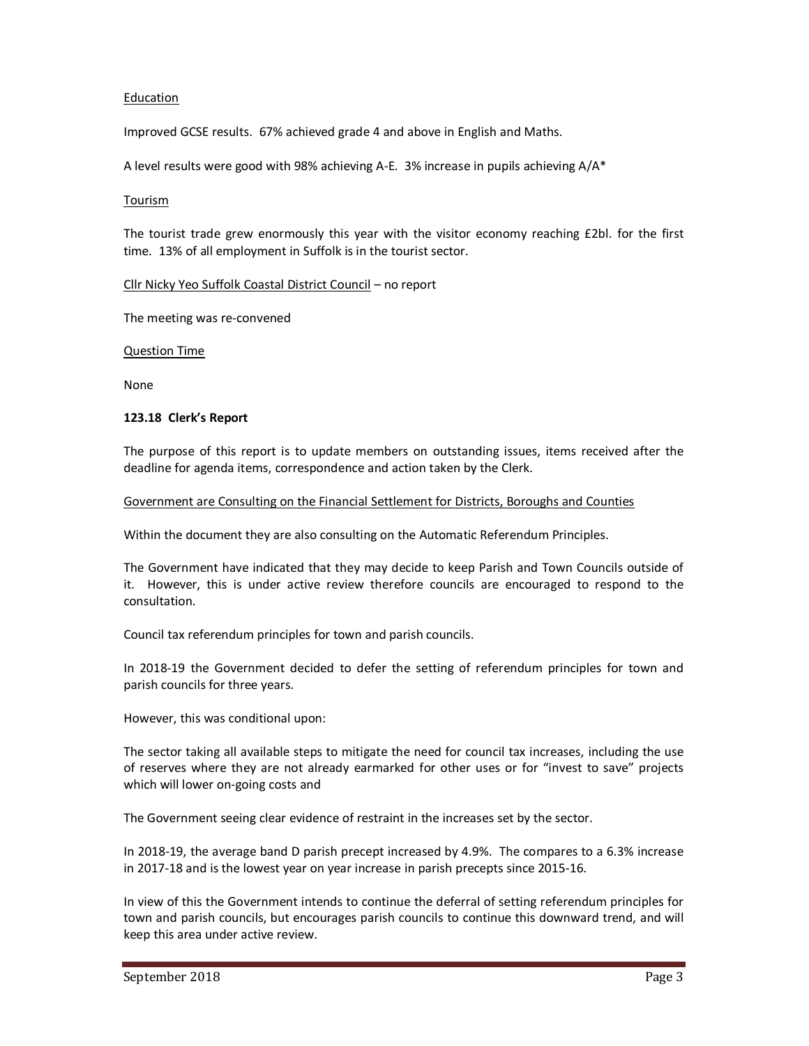Education

Improved GCSE results. 67% achieved grade 4 and above in English and Maths.

A level results were good with 98% achieving A-E. 3% increase in pupils achieving A/A*

Tourism

The tourist trade grew enormously this year with the visitor economy reaching £2bl. for the first time. 13% of all employment in Suffolk is in the tourist sector.

Cllr Nicky Yeo Suffolk Coastal District Council – no report

The meeting was re-convened

Question Time

None

**123.18 Clerk's Report**

The purpose of this report is to update members on outstanding issues, items received after the deadline for agenda items, correspondence and action taken by the Clerk.

Government are Consulting on the Financial Settlement for Districts, Boroughs and Counties

Within the document they are also consulting on the Automatic Referendum Principles.

The Government have indicated that they may decide to keep Parish and Town Councils outside of it. However, this is under active review therefore councils are encouraged to respond to the consultation.

Council tax referendum principles for town and parish councils.

In 2018-19 the Government decided to defer the setting of referendum principles for town and parish councils for three years.

However, this was conditional upon:

The sector taking all available steps to mitigate the need for council tax increases, including the use of reserves where they are not already earmarked for other uses or for "invest to save" projects which will lower on-going costs and

The Government seeing clear evidence of restraint in the increases set by the sector.

In 2018-19, the average band D parish precept increased by 4.9%. The compares to a 6.3% increase in 2017-18 and is the lowest year on year increase in parish precepts since 2015-16.

In view of this the Government intends to continue the deferral of setting referendum principles for town and parish councils, but encourages parish councils to continue this downward trend, and will keep this area under active review.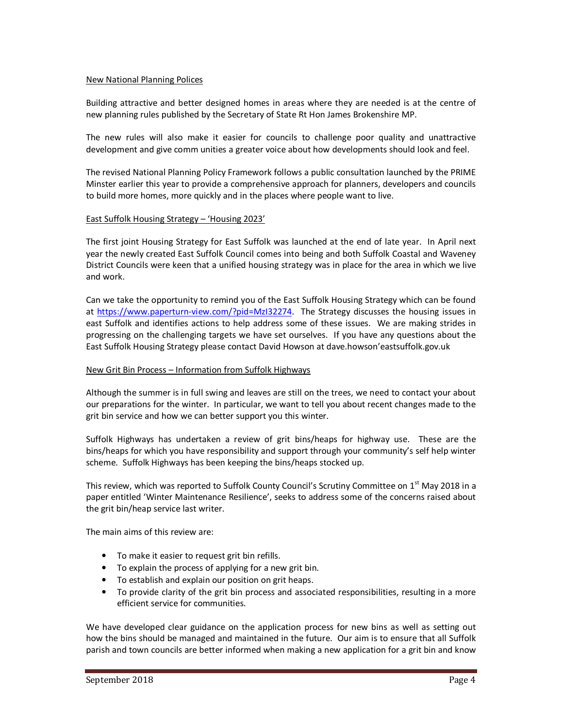New National Planning Polices

Building attractive and better designed homes in areas where they are needed is at the centre of new planning rules published by the Secretary of State Rt Hon James Brokenshire MP.

The new rules will also make it easier for councils to challenge poor quality and unattractive development and give comm unities a greater voice about how developments should look and feel.

The revised National Planning Policy Framework follows a public consultation launched by the PRIME Minster earlier this year to provide a comprehensive approach for planners, developers and councils to build more homes, more quickly and in the places where people want to live.

East Suffolk Housing Strategy – 'Housing 2023'

The first joint Housing Strategy for East Suffolk was launched at the end of late year. In April next year the newly created East Suffolk Council comes into being and both Suffolk Coastal and Waveney District Councils were keen that a unified housing strategy was in place for the area in which we live and work.

Can we take the opportunity to remind you of the East Suffolk Housing Strategy which can be found at https://www.paperturn-view.com/?pid=MzI32274. The Strategy discusses the housing issues in east Suffolk and identifies actions to help address some of these issues. We are making strides in progressing on the challenging targets we have set ourselves. If you have any questions about the East Suffolk Housing Strategy please contact David Howson at dave.howson'eastsuffolk.gov.uk

New Grit Bin Process – Information from Suffolk Highways

Although the summer is in full swing and leaves are still on the trees, we need to contact your about our preparations for the winter. In particular, we want to tell you about recent changes made to the grit bin service and how we can better support you this winter.

Suffolk Highways has undertaken a review of grit bins/heaps for highway use. These are the bins/heaps for which you have responsibility and support through your community's self help winter scheme. Suffolk Highways has been keeping the bins/heaps stocked up.

This review, which was reported to Suffolk County Council's Scrutiny Committee on 1st May 2018 in a paper entitled 'Winter Maintenance Resilience', seeks to address some of the concerns raised about the grit bin/heap service last writer.

The main aims of this review are:

- To make it easier to request grit bin refills.
- To explain the process of applying for a new grit bin.
- To establish and explain our position on grit heaps.
- To provide clarity of the grit bin process and associated responsibilities, resulting in a more efficient service for communities.

We have developed clear guidance on the application process for new bins as well as setting out how the bins should be managed and maintained in the future. Our aim is to ensure that all Suffolk parish and town councils are better informed when making a new application for a grit bin and know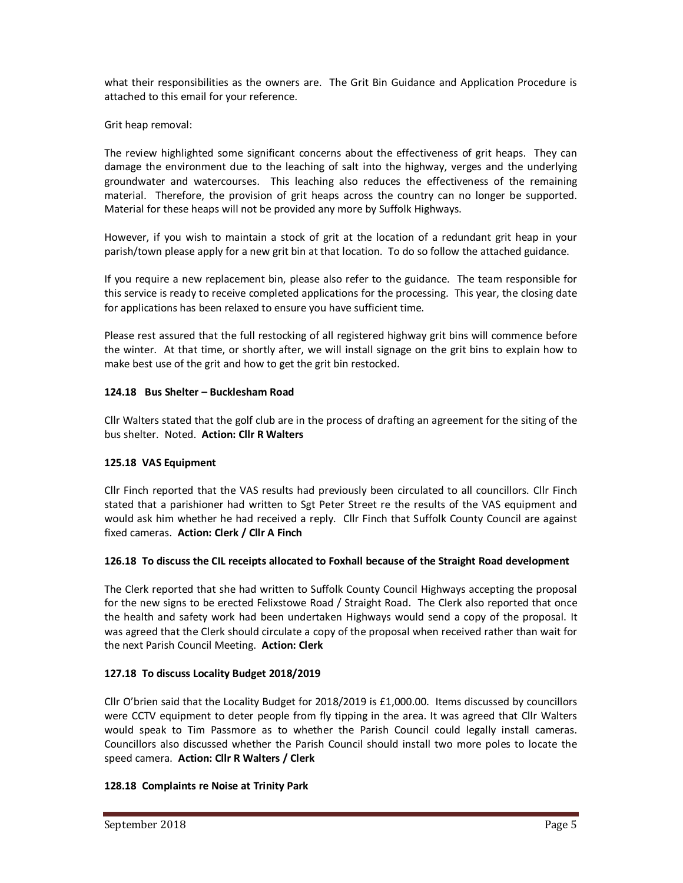what their responsibilities as the owners are. The Grit Bin Guidance and Application Procedure is attached to this email for your reference.

Grit heap removal:

The review highlighted some significant concerns about the effectiveness of grit heaps. They can damage the environment due to the leaching of salt into the highway, verges and the underlying groundwater and watercourses. This leaching also reduces the effectiveness of the remaining material. Therefore, the provision of grit heaps across the country can no longer be supported. Material for these heaps will not be provided any more by Suffolk Highways.

However, if you wish to maintain a stock of grit at the location of a redundant grit heap in your parish/town please apply for a new grit bin at that location. To do so follow the attached guidance.

If you require a new replacement bin, please also refer to the guidance. The team responsible for this service is ready to receive completed applications for the processing. This year, the closing date for applications has been relaxed to ensure you have sufficient time.

Please rest assured that the full restocking of all registered highway grit bins will commence before the winter. At that time, or shortly after, we will install signage on the grit bins to explain how to make best use of the grit and how to get the grit bin restocked.

**124.18 Bus Shelter – Bucklesham Road**

Cllr Walters stated that the golf club are in the process of drafting an agreement for the siting of the bus shelter. Noted. **Action: Cllr R Walters**

**125.18 VAS Equipment**

Cllr Finch reported that the VAS results had previously been circulated to all councillors. Cllr Finch stated that a parishioner had written to Sgt Peter Street re the results of the VAS equipment and would ask him whether he had received a reply. Cllr Finch that Suffolk County Council are against fixed cameras. **Action: Clerk / Cllr A Finch**

**126.18 To discuss the CIL receipts allocated to Foxhall because of the Straight Road development**

The Clerk reported that she had written to Suffolk County Council Highways accepting the proposal for the new signs to be erected Felixstowe Road / Straight Road. The Clerk also reported that once the health and safety work had been undertaken Highways would send a copy of the proposal. It was agreed that the Clerk should circulate a copy of the proposal when received rather than wait for the next Parish Council Meeting. **Action: Clerk**

**127.18 To discuss Locality Budget 2018/2019**

Cllr O'brien said that the Locality Budget for 2018/2019 is £1,000.00. Items discussed by councillors were CCTV equipment to deter people from fly tipping in the area. It was agreed that Cllr Walters would speak to Tim Passmore as to whether the Parish Council could legally install cameras. Councillors also discussed whether the Parish Council should install two more poles to locate the speed camera. **Action: Cllr R Walters / Clerk**

**128.18 Complaints re Noise at Trinity Park**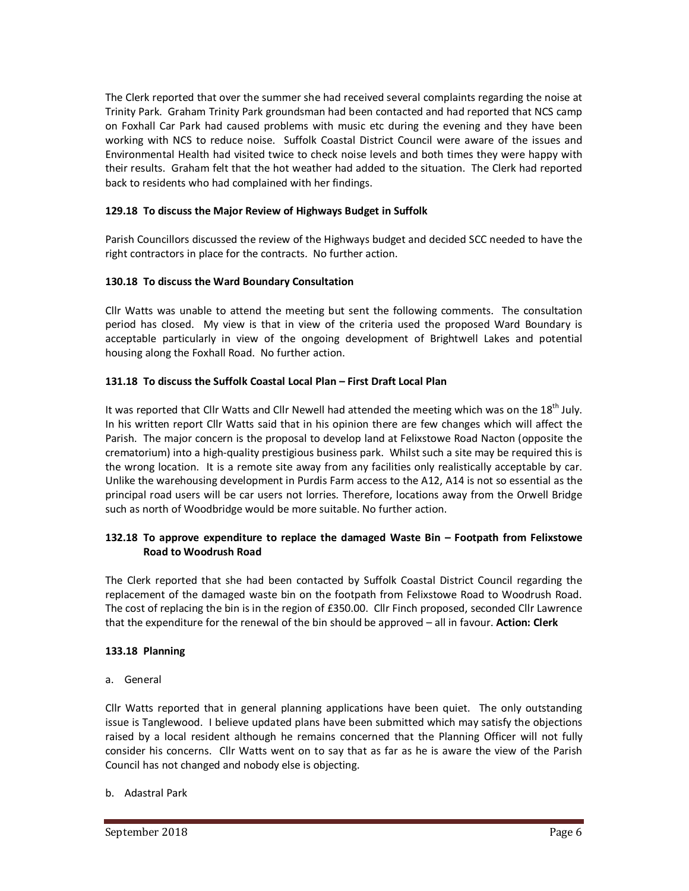The Clerk reported that over the summer she had received several complaints regarding the noise at Trinity Park. Graham Trinity Park groundsman had been contacted and had reported that NCS camp on Foxhall Car Park had caused problems with music etc during the evening and they have been working with NCS to reduce noise. Suffolk Coastal District Council were aware of the issues and Environmental Health had visited twice to check noise levels and both times they were happy with their results. Graham felt that the hot weather had added to the situation. The Clerk had reported back to residents who had complained with her findings.

### 129.18 To discuss the Major Review of Highways Budget in Suffolk

Parish Councillors discussed the review of the Highways budget and decided SCC needed to have the right contractors in place for the contracts. No further action.

### 130.18 To discuss the Ward Boundary Consultation

Cllr Watts was unable to attend the meeting but sent the following comments. The consultation period has closed. My view is that in view of the criteria used the proposed Ward Boundary is acceptable particularly in view of the ongoing development of Brightwell Lakes and potential housing along the Foxhall Road. No further action.

### 131.18 To discuss the Suffolk Coastal Local Plan – First Draft Local Plan

It was reported that Cllr Watts and Cllr Newell had attended the meeting which was on the 18th July. In his written report Cllr Watts said that in his opinion there are few changes which will affect the Parish. The major concern is the proposal to develop land at Felixstowe Road Nacton (opposite the crematorium) into a high-quality prestigious business park. Whilst such a site may be required this is the wrong location. It is a remote site away from any facilities only realistically acceptable by car. Unlike the warehousing development in Purdis Farm access to the A12, A14 is not so essential as the principal road users will be car users not lorries. Therefore, locations away from the Orwell Bridge such as north of Woodbridge would be more suitable. No further action.

### 132.18 To approve expenditure to replace the damaged Waste Bin – Footpath from Felixstowe Road to Woodrush Road

The Clerk reported that she had been contacted by Suffolk Coastal District Council regarding the replacement of the damaged waste bin on the footpath from Felixstowe Road to Woodrush Road. The cost of replacing the bin is in the region of £350.00. Cllr Finch proposed, seconded Cllr Lawrence that the expenditure for the renewal of the bin should be approved – all in favour. **Action: Clerk**

### 133.18 Planning

a. General

Cllr Watts reported that in general planning applications have been quiet. The only outstanding issue is Tanglewood. I believe updated plans have been submitted which may satisfy the objections raised by a local resident although he remains concerned that the Planning Officer will not fully consider his concerns. Cllr Watts went on to say that as far as he is aware the view of the Parish Council has not changed and nobody else is objecting.

b. Adastral Park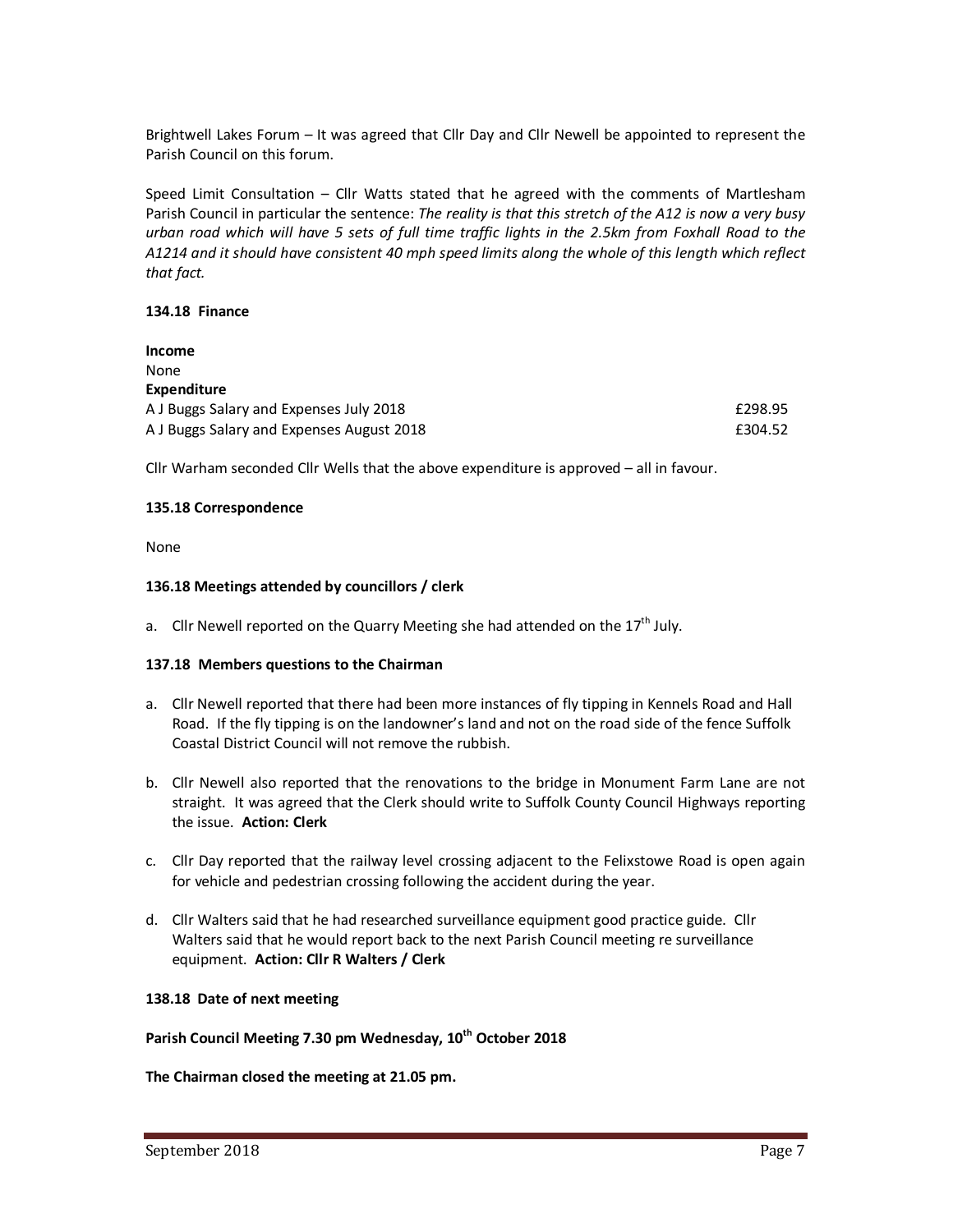Brightwell Lakes Forum – It was agreed that Cllr Day and Cllr Newell be appointed to represent the Parish Council on this forum.

Speed Limit Consultation – Cllr Watts stated that he agreed with the comments of Martlesham Parish Council in particular the sentence: *The reality is that this stretch of the A12 is now a very busy urban road which will have 5 sets of full time traffic lights in the 2.5km from Foxhall Road to the A1214 and it should have consistent 40 mph speed limits along the whole of this length which reflect that fact.*

**134.18 Finance**

**Income**
None
**Expenditure**

| | |
|---|---|
| A J Buggs Salary and Expenses July 2018 | £298.95 |
| A J Buggs Salary and Expenses August 2018 | £304.52 |

Cllr Warham seconded Cllr Wells that the above expenditure is approved – all in favour.

**135.18 Correspondence**

None

**136.18 Meetings attended by councillors / clerk**

a. Cllr Newell reported on the Quarry Meeting she had attended on the 17th July.

**137.18 Members questions to the Chairman**

a. Cllr Newell reported that there had been more instances of fly tipping in Kennels Road and Hall Road. If the fly tipping is on the landowner's land and not on the road side of the fence Suffolk Coastal District Council will not remove the rubbish.

b. Cllr Newell also reported that the renovations to the bridge in Monument Farm Lane are not straight. It was agreed that the Clerk should write to Suffolk County Council Highways reporting the issue. **Action: Clerk**

c. Cllr Day reported that the railway level crossing adjacent to the Felixstowe Road is open again for vehicle and pedestrian crossing following the accident during the year.

d. Cllr Walters said that he had researched surveillance equipment good practice guide. Cllr Walters said that he would report back to the next Parish Council meeting re surveillance equipment. **Action: Cllr R Walters / Clerk**

**138.18 Date of next meeting**

**Parish Council Meeting 7.30 pm Wednesday, 10th October 2018**

**The Chairman closed the meeting at 21.05 pm.**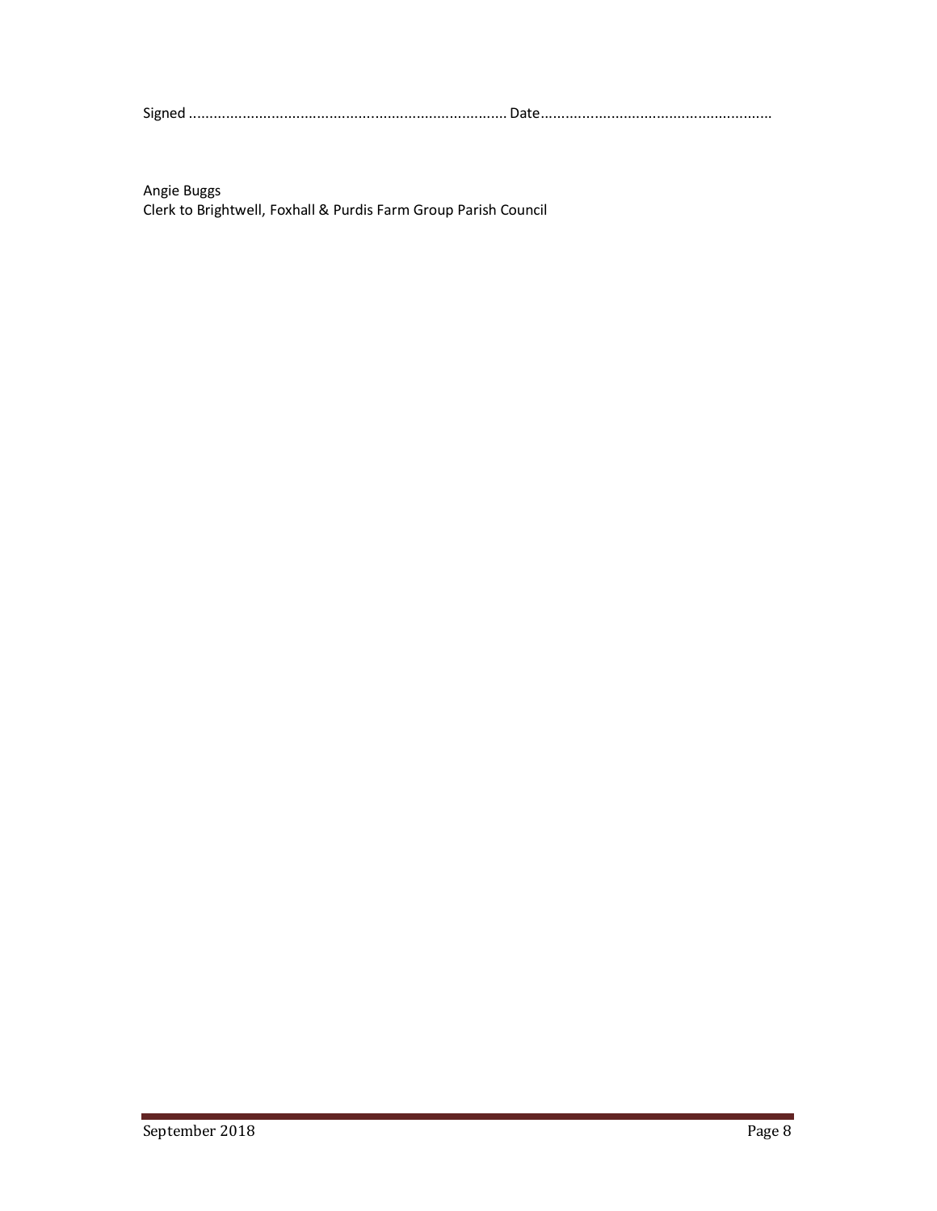Signed ............................................................................ Date........................................................

Angie Buggs
Clerk to Brightwell, Foxhall & Purdis Farm Group Parish Council